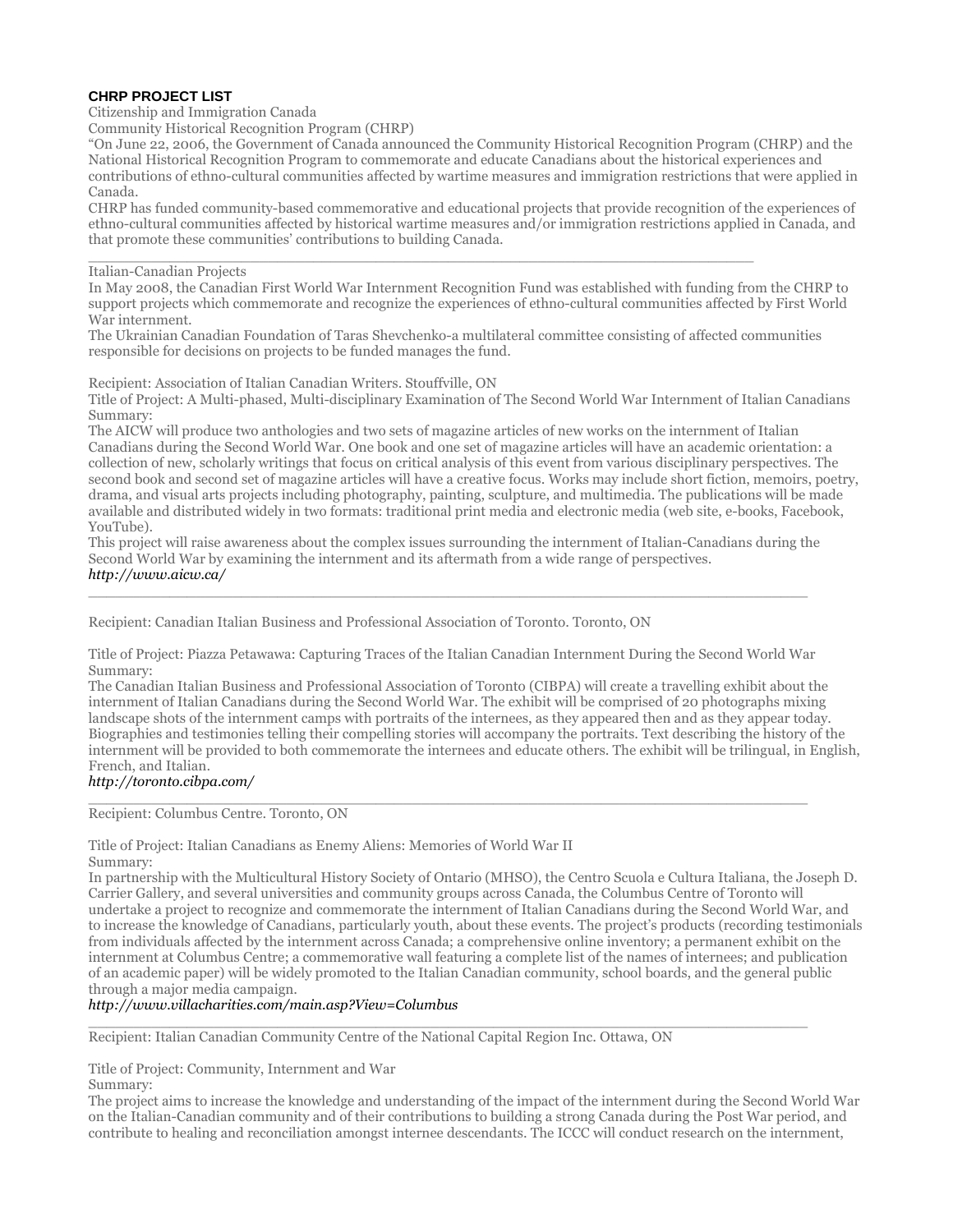**CHRP PROJECT LIST**

Citizenship and Immigration Canada

Community Historical Recognition Program (CHRP)

"On June 22, 2006, the Government of Canada announced the Community Historical Recognition Program (CHRP) and the National Historical Recognition Program to commemorate and educate Canadians about the historical experiences and contributions of ethno-cultural communities affected by wartime measures and immigration restrictions that were applied in Canada.

CHRP has funded community-based commemorative and educational projects that provide recognition of the experiences of ethno-cultural communities affected by historical wartime measures and/or immigration restrictions applied in Canada, and that promote these communities' contributions to building Canada.

---

Italian-Canadian Projects

In May 2008, the Canadian First World War Internment Recognition Fund was established with funding from the CHRP to support projects which commemorate and recognize the experiences of ethno-cultural communities affected by First World War internment.

The Ukrainian Canadian Foundation of Taras Shevchenko-a multilateral committee consisting of affected communities responsible for decisions on projects to be funded manages the fund.

Recipient: Association of Italian Canadian Writers. Stouffville, ON

Title of Project: A Multi-phased, Multi-disciplinary Examination of The Second World War Internment of Italian Canadians

Summary:

The AICW will produce two anthologies and two sets of magazine articles of new works on the internment of Italian Canadians during the Second World War. One book and one set of magazine articles will have an academic orientation: a collection of new, scholarly writings that focus on critical analysis of this event from various disciplinary perspectives. The second book and second set of magazine articles will have a creative focus. Works may include short fiction, memoirs, poetry, drama, and visual arts projects including photography, painting, sculpture, and multimedia. The publications will be made available and distributed widely in two formats: traditional print media and electronic media (web site, e-books, Facebook, YouTube).

This project will raise awareness about the complex issues surrounding the internment of Italian-Canadians during the Second World War by examining the internment and its aftermath from a wide range of perspectives.

*http://www.aicw.ca/*

---

Recipient: Canadian Italian Business and Professional Association of Toronto. Toronto, ON

Title of Project: Piazza Petawawa: Capturing Traces of the Italian Canadian Internment During the Second World War

Summary:

The Canadian Italian Business and Professional Association of Toronto (CIBPA) will create a travelling exhibit about the internment of Italian Canadians during the Second World War. The exhibit will be comprised of 20 photographs mixing landscape shots of the internment camps with portraits of the internees, as they appeared then and as they appear today. Biographies and testimonies telling their compelling stories will accompany the portraits. Text describing the history of the internment will be provided to both commemorate the internees and educate others. The exhibit will be trilingual, in English, French, and Italian.

*http://toronto.cibpa.com/*

---

Recipient: Columbus Centre. Toronto, ON

Title of Project: Italian Canadians as Enemy Aliens: Memories of World War II

Summary:

In partnership with the Multicultural History Society of Ontario (MHSO), the Centro Scuola e Cultura Italiana, the Joseph D. Carrier Gallery, and several universities and community groups across Canada, the Columbus Centre of Toronto will undertake a project to recognize and commemorate the internment of Italian Canadians during the Second World War, and to increase the knowledge of Canadians, particularly youth, about these events. The project's products (recording testimonials from individuals affected by the internment across Canada; a comprehensive online inventory; a permanent exhibit on the internment at Columbus Centre; a commemorative wall featuring a complete list of the names of internees; and publication of an academic paper) will be widely promoted to the Italian Canadian community, school boards, and the general public through a major media campaign.

*http://www.villacharities.com/main.asp?View=Columbus*

---

Recipient: Italian Canadian Community Centre of the National Capital Region Inc. Ottawa, ON

Title of Project: Community, Internment and War

Summary:

The project aims to increase the knowledge and understanding of the impact of the internment during the Second World War on the Italian-Canadian community and of their contributions to building a strong Canada during the Post War period, and contribute to healing and reconciliation amongst internee descendants. The ICCC will conduct research on the internment,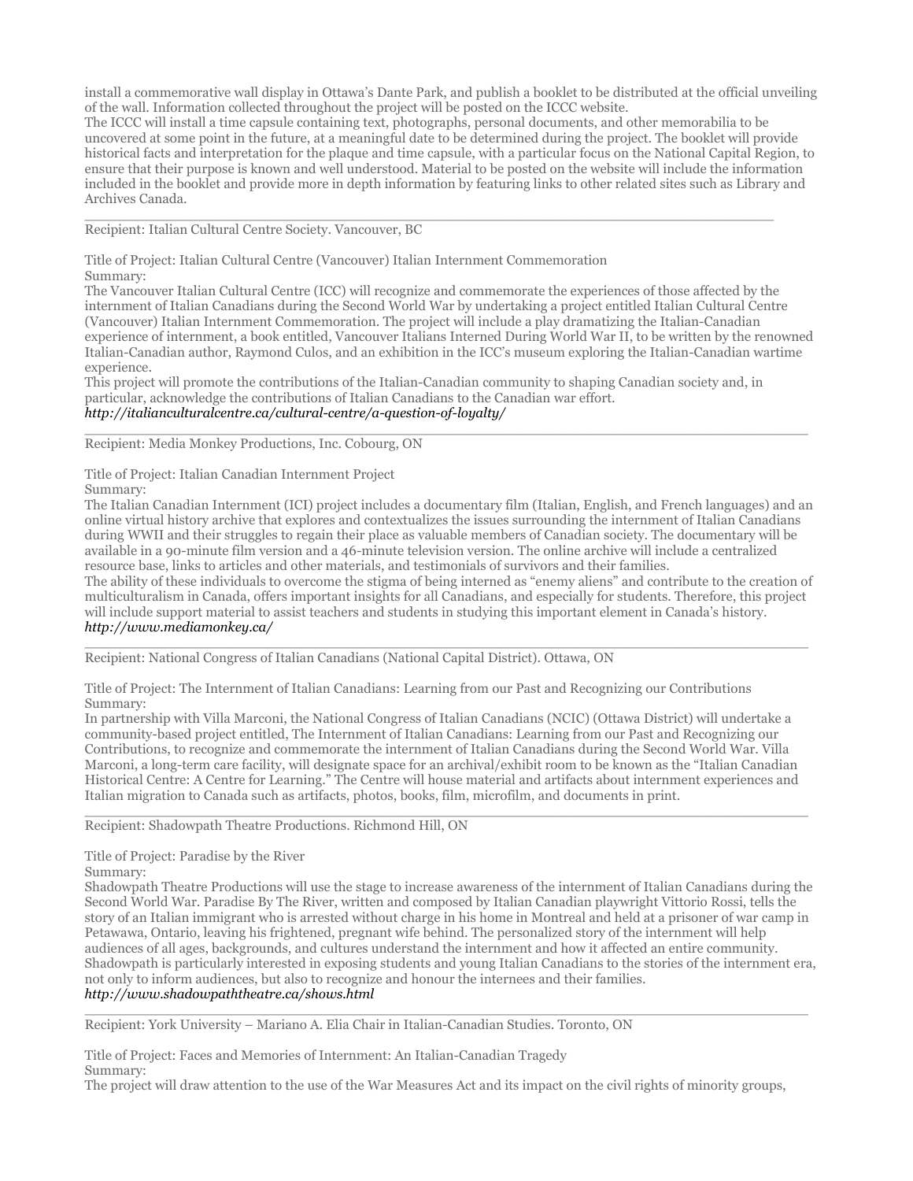install a commemorative wall display in Ottawa's Dante Park, and publish a booklet to be distributed at the official unveiling of the wall. Information collected throughout the project will be posted on the ICCC website.

The ICCC will install a time capsule containing text, photographs, personal documents, and other memorabilia to be uncovered at some point in the future, at a meaningful date to be determined during the project. The booklet will provide historical facts and interpretation for the plaque and time capsule, with a particular focus on the National Capital Region, to ensure that their purpose is known and well understood. Material to be posted on the website will include the information included in the booklet and provide more in depth information by featuring links to other related sites such as Library and Archives Canada.

---

Recipient: Italian Cultural Centre Society. Vancouver, BC

Title of Project: Italian Cultural Centre (Vancouver) Italian Internment Commemoration

Summary:

The Vancouver Italian Cultural Centre (ICC) will recognize and commemorate the experiences of those affected by the internment of Italian Canadians during the Second World War by undertaking a project entitled Italian Cultural Centre (Vancouver) Italian Internment Commemoration. The project will include a play dramatizing the Italian-Canadian experience of internment, a book entitled, Vancouver Italians Interned During World War II, to be written by the renowned Italian-Canadian author, Raymond Culos, and an exhibition in the ICC's museum exploring the Italian-Canadian wartime experience.

This project will promote the contributions of the Italian-Canadian community to shaping Canadian society and, in particular, acknowledge the contributions of Italian Canadians to the Canadian war effort.

***http://italianculturalcentre.ca/cultural-centre/a-question-of-loyalty/***

---

Recipient: Media Monkey Productions, Inc. Cobourg, ON

Title of Project: Italian Canadian Internment Project

Summary:

The Italian Canadian Internment (ICI) project includes a documentary film (Italian, English, and French languages) and an online virtual history archive that explores and contextualizes the issues surrounding the internment of Italian Canadians during WWII and their struggles to regain their place as valuable members of Canadian society. The documentary will be available in a 90-minute film version and a 46-minute television version. The online archive will include a centralized resource base, links to articles and other materials, and testimonials of survivors and their families.

The ability of these individuals to overcome the stigma of being interned as "enemy aliens" and contribute to the creation of multiculturalism in Canada, offers important insights for all Canadians, and especially for students. Therefore, this project will include support material to assist teachers and students in studying this important element in Canada's history.

***http://www.mediamonkey.ca/***

---

Recipient: National Congress of Italian Canadians (National Capital District). Ottawa, ON

Title of Project: The Internment of Italian Canadians: Learning from our Past and Recognizing our Contributions

Summary:

In partnership with Villa Marconi, the National Congress of Italian Canadians (NCIC) (Ottawa District) will undertake a community-based project entitled, The Internment of Italian Canadians: Learning from our Past and Recognizing our Contributions, to recognize and commemorate the internment of Italian Canadians during the Second World War. Villa Marconi, a long-term care facility, will designate space for an archival/exhibit room to be known as the "Italian Canadian Historical Centre: A Centre for Learning." The Centre will house material and artifacts about internment experiences and Italian migration to Canada such as artifacts, photos, books, film, microfilm, and documents in print.

---

Recipient: Shadowpath Theatre Productions. Richmond Hill, ON

Title of Project: Paradise by the River

Summary:

Shadowpath Theatre Productions will use the stage to increase awareness of the internment of Italian Canadians during the Second World War. Paradise By The River, written and composed by Italian Canadian playwright Vittorio Rossi, tells the story of an Italian immigrant who is arrested without charge in his home in Montreal and held at a prisoner of war camp in Petawawa, Ontario, leaving his frightened, pregnant wife behind. The personalized story of the internment will help audiences of all ages, backgrounds, and cultures understand the internment and how it affected an entire community. Shadowpath is particularly interested in exposing students and young Italian Canadians to the stories of the internment era, not only to inform audiences, but also to recognize and honour the internees and their families.

***http://www.shadowpaththeatre.ca/shows.html***

---

Recipient: York University – Mariano A. Elia Chair in Italian-Canadian Studies. Toronto, ON

Title of Project: Faces and Memories of Internment: An Italian-Canadian Tragedy

Summary:

The project will draw attention to the use of the War Measures Act and its impact on the civil rights of minority groups,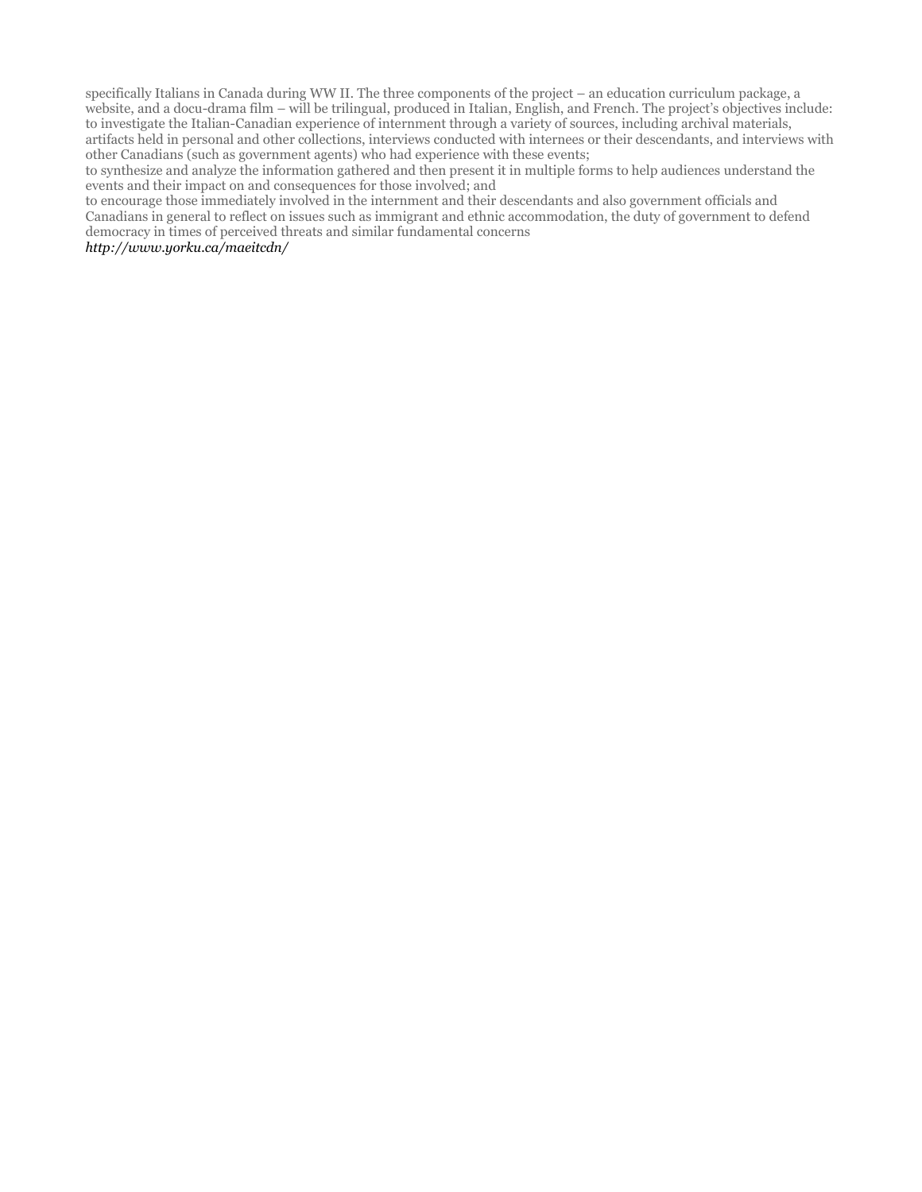specifically Italians in Canada during WW II. The three components of the project – an education curriculum package, a website, and a docu-drama film – will be trilingual, produced in Italian, English, and French. The project's objectives include:

to investigate the Italian-Canadian experience of internment through a variety of sources, including archival materials, artifacts held in personal and other collections, interviews conducted with internees or their descendants, and interviews with other Canadians (such as government agents) who had experience with these events;

to synthesize and analyze the information gathered and then present it in multiple forms to help audiences understand the events and their impact on and consequences for those involved; and

to encourage those immediately involved in the internment and their descendants and also government officials and Canadians in general to reflect on issues such as immigrant and ethnic accommodation, the duty of government to defend democracy in times of perceived threats and similar fundamental concerns

*http://www.yorku.ca/maeitcdn/*